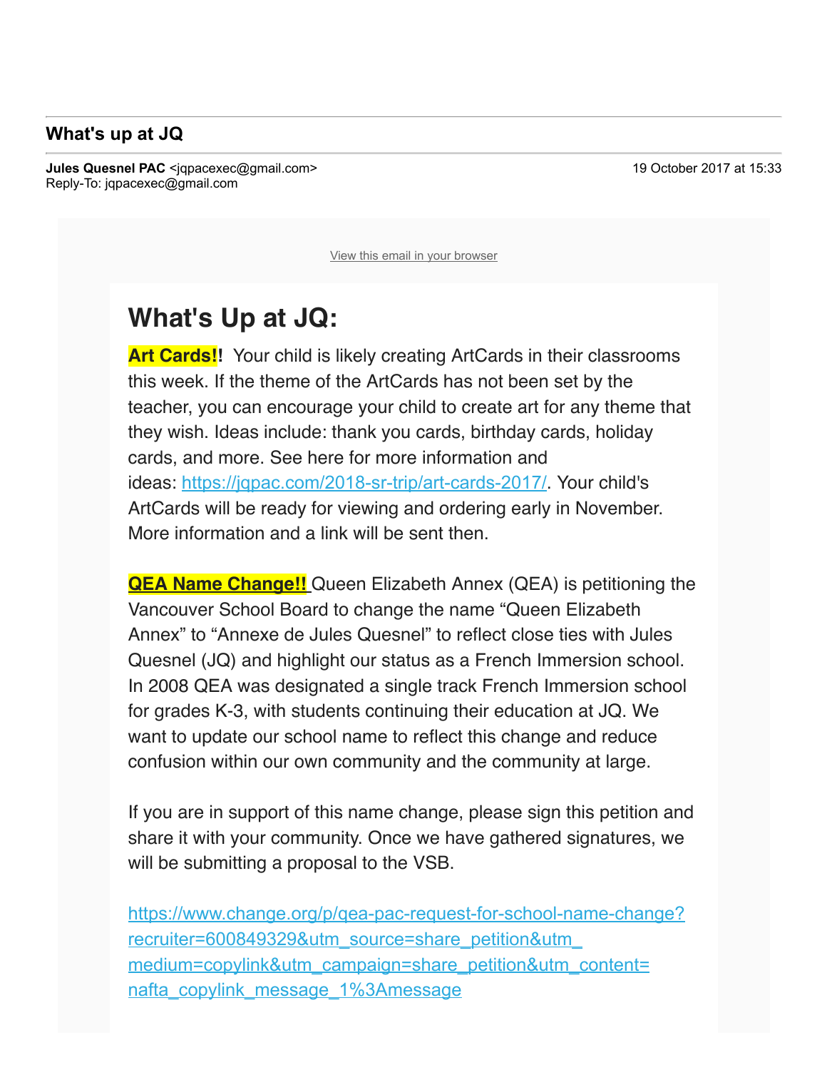## What's up at JQ

**Jules Quesnel PAC** <jqpacexec@gmail.com>
Reply-To: jqpacexec@gmail.com

19 October 2017 at 15:33

View this email in your browser

# What's Up at JQ:

**Art Cards!!** Your child is likely creating ArtCards in their classrooms this week. If the theme of the ArtCards has not been set by the teacher, you can encourage your child to create art for any theme that they wish. Ideas include: thank you cards, birthday cards, holiday cards, and more. See here for more information and ideas: https://jqpac.com/2018-sr-trip/art-cards-2017/. Your child's ArtCards will be ready for viewing and ordering early in November. More information and a link will be sent then.

**QEA Name Change!!** Queen Elizabeth Annex (QEA) is petitioning the Vancouver School Board to change the name "Queen Elizabeth Annex" to "Annexe de Jules Quesnel" to reflect close ties with Jules Quesnel (JQ) and highlight our status as a French Immersion school. In 2008 QEA was designated a single track French Immersion school for grades K-3, with students continuing their education at JQ. We want to update our school name to reflect this change and reduce confusion within our own community and the community at large.

If you are in support of this name change, please sign this petition and share it with your community. Once we have gathered signatures, we will be submitting a proposal to the VSB.

https://www.change.org/p/qea-pac-request-for-school-name-change?recruiter=600849329&utm_source=share_petition&utm_medium=copylink&utm_campaign=share_petition&utm_content=nafta_copylink_message_1%3Amessage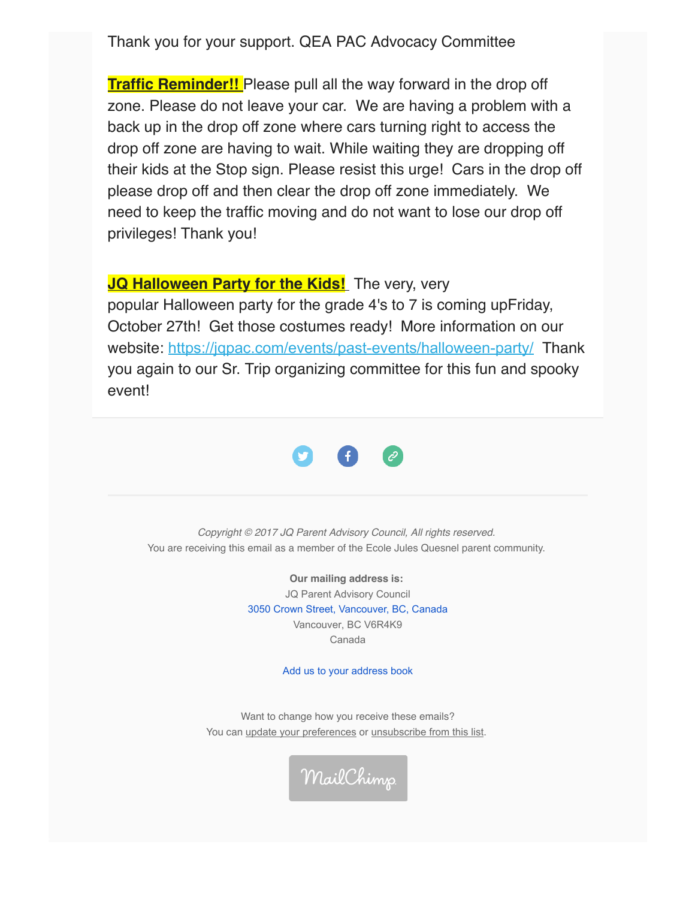Thank you for your support. QEA PAC Advocacy Committee

**Traffic Reminder!!** Please pull all the way forward in the drop off zone. Please do not leave your car. We are having a problem with a back up in the drop off zone where cars turning right to access the drop off zone are having to wait. While waiting they are dropping off their kids at the Stop sign. Please resist this urge! Cars in the drop off please drop off and then clear the drop off zone immediately. We need to keep the traffic moving and do not want to lose our drop off privileges! Thank you!

**JQ Halloween Party for the Kids!** The very, very popular Halloween party for the grade 4's to 7 is coming upFriday, October 27th! Get those costumes ready! More information on our website: https://jqpac.com/events/past-events/halloween-party/ Thank you again to our Sr. Trip organizing committee for this fun and spooky event!

*Copyright © 2017 JQ Parent Advisory Council, All rights reserved.*
You are receiving this email as a member of the Ecole Jules Quesnel parent community.

**Our mailing address is:**
JQ Parent Advisory Council
3050 Crown Street, Vancouver, BC, Canada
Vancouver, BC V6R4K9
Canada

Add us to your address book

Want to change how you receive these emails?
You can update your preferences or unsubscribe from this list.

MailChimp